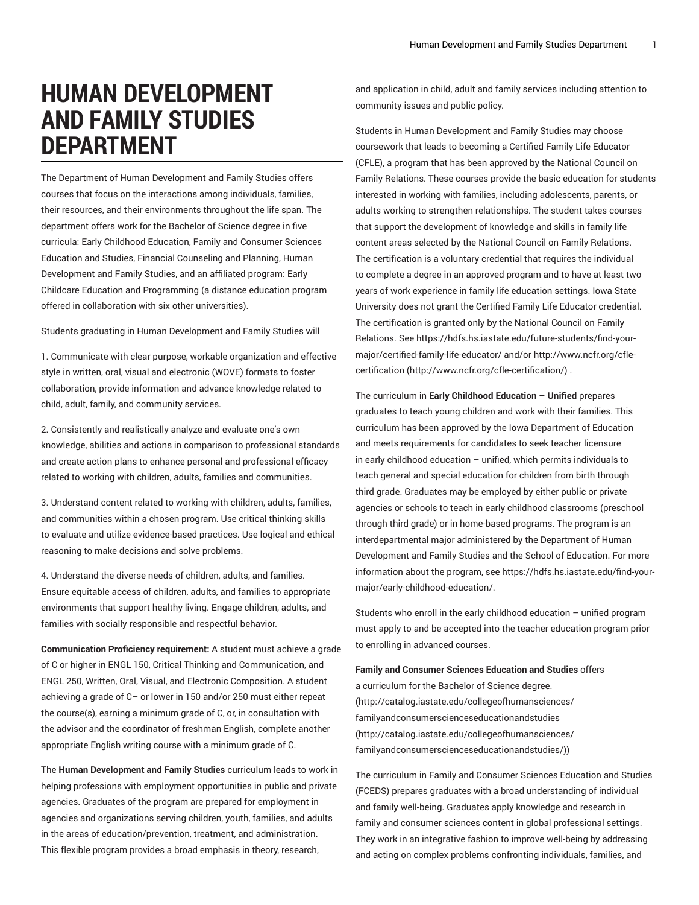# HUMAN DEVELOPMENT AND FAMILY STUDIES DEPARTMENT

The Department of Human Development and Family Studies offers courses that focus on the interactions among individuals, families, their resources, and their environments throughout the life span. The department offers work for the Bachelor of Science degree in five curricula: Early Childhood Education, Family and Consumer Sciences Education and Studies, Financial Counseling and Planning, Human Development and Family Studies, and an affiliated program: Early Childcare Education and Programming (a distance education program offered in collaboration with six other universities).

Students graduating in Human Development and Family Studies will

1. Communicate with clear purpose, workable organization and effective style in written, oral, visual and electronic (WOVE) formats to foster collaboration, provide information and advance knowledge related to child, adult, family, and community services.

2. Consistently and realistically analyze and evaluate one's own knowledge, abilities and actions in comparison to professional standards and create action plans to enhance personal and professional efficacy related to working with children, adults, families and communities.

3. Understand content related to working with children, adults, families, and communities within a chosen program. Use critical thinking skills to evaluate and utilize evidence-based practices. Use logical and ethical reasoning to make decisions and solve problems.

4. Understand the diverse needs of children, adults, and families. Ensure equitable access of children, adults, and families to appropriate environments that support healthy living. Engage children, adults, and families with socially responsible and respectful behavior.

**Communication Proficiency requirement:** A student must achieve a grade of C or higher in ENGL 150, Critical Thinking and Communication, and ENGL 250, Written, Oral, Visual, and Electronic Composition. A student achieving a grade of C– or lower in 150 and/or 250 must either repeat the course(s), earning a minimum grade of C, or, in consultation with the advisor and the coordinator of freshman English, complete another appropriate English writing course with a minimum grade of C.

The **Human Development and Family Studies** curriculum leads to work in helping professions with employment opportunities in public and private agencies. Graduates of the program are prepared for employment in agencies and organizations serving children, youth, families, and adults in the areas of education/prevention, treatment, and administration. This flexible program provides a broad emphasis in theory, research, and application in child, adult and family services including attention to community issues and public policy.

Students in Human Development and Family Studies may choose coursework that leads to becoming a Certified Family Life Educator (CFLE), a program that has been approved by the National Council on Family Relations. These courses provide the basic education for students interested in working with families, including adolescents, parents, or adults working to strengthen relationships. The student takes courses that support the development of knowledge and skills in family life content areas selected by the National Council on Family Relations. The certification is a voluntary credential that requires the individual to complete a degree in an approved program and to have at least two years of work experience in family life education settings. Iowa State University does not grant the Certified Family Life Educator credential. The certification is granted only by the National Council on Family Relations. See https://hdfs.hs.iastate.edu/future-students/find-your-major/certified-family-life-educator/ and/or http://www.ncfr.org/cfle-certification (http://www.ncfr.org/cfle-certification/) .

The curriculum in **Early Childhood Education – Unified** prepares graduates to teach young children and work with their families. This curriculum has been approved by the Iowa Department of Education and meets requirements for candidates to seek teacher licensure in early childhood education – unified, which permits individuals to teach general and special education for children from birth through third grade. Graduates may be employed by either public or private agencies or schools to teach in early childhood classrooms (preschool through third grade) or in home-based programs. The program is an interdepartmental major administered by the Department of Human Development and Family Studies and the School of Education. For more information about the program, see https://hdfs.hs.iastate.edu/find-your-major/early-childhood-education/.

Students who enroll in the early childhood education – unified program must apply to and be accepted into the teacher education program prior to enrolling in advanced courses.

**Family and Consumer Sciences Education and Studies** offers a curriculum for the Bachelor of Science degree. (http://catalog.iastate.edu/collegeofhumansciences/familyandconsumerscienceseducationandstudies (http://catalog.iastate.edu/collegeofhumansciences/familyandconsumerscienceseducationandstudies/))

The curriculum in Family and Consumer Sciences Education and Studies (FCEDS) prepares graduates with a broad understanding of individual and family well-being. Graduates apply knowledge and research in family and consumer sciences content in global professional settings. They work in an integrative fashion to improve well-being by addressing and acting on complex problems confronting individuals, families, and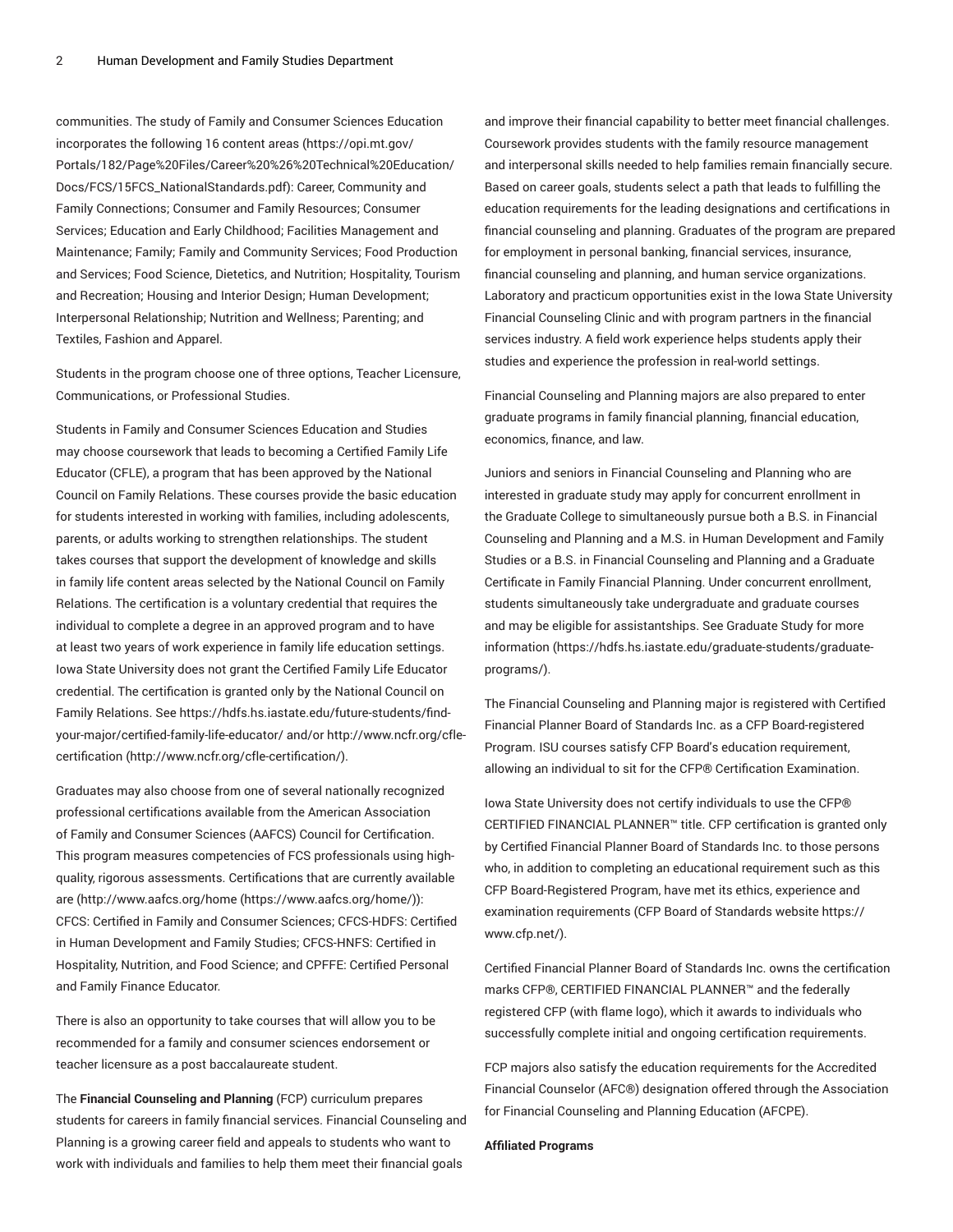communities. The study of Family and Consumer Sciences Education incorporates the following 16 content areas (https://opi.mt.gov/Portals/182/Page%20Files/Career%20%26%20Technical%20Education/Docs/FCS/15FCS_NationalStandards.pdf): Career, Community and Family Connections; Consumer and Family Resources; Consumer Services; Education and Early Childhood; Facilities Management and Maintenance; Family; Family and Community Services; Food Production and Services; Food Science, Dietetics, and Nutrition; Hospitality, Tourism and Recreation; Housing and Interior Design; Human Development; Interpersonal Relationship; Nutrition and Wellness; Parenting; and Textiles, Fashion and Apparel.

Students in the program choose one of three options, Teacher Licensure, Communications, or Professional Studies.

Students in Family and Consumer Sciences Education and Studies may choose coursework that leads to becoming a Certified Family Life Educator (CFLE), a program that has been approved by the National Council on Family Relations. These courses provide the basic education for students interested in working with families, including adolescents, parents, or adults working to strengthen relationships. The student takes courses that support the development of knowledge and skills in family life content areas selected by the National Council on Family Relations. The certification is a voluntary credential that requires the individual to complete a degree in an approved program and to have at least two years of work experience in family life education settings. Iowa State University does not grant the Certified Family Life Educator credential. The certification is granted only by the National Council on Family Relations. See https://hdfs.hs.iastate.edu/future-students/find-your-major/certified-family-life-educator/ and/or http://www.ncfr.org/cfle-certification (http://www.ncfr.org/cfle-certification/).

Graduates may also choose from one of several nationally recognized professional certifications available from the American Association of Family and Consumer Sciences (AAFCS) Council for Certification. This program measures competencies of FCS professionals using high-quality, rigorous assessments. Certifications that are currently available are (http://www.aafcs.org/home (https://www.aafcs.org/home/)): CFCS: Certified in Family and Consumer Sciences; CFCS-HDFS: Certified in Human Development and Family Studies; CFCS-HNFS: Certified in Hospitality, Nutrition, and Food Science; and CPFFE: Certified Personal and Family Finance Educator.

There is also an opportunity to take courses that will allow you to be recommended for a family and consumer sciences endorsement or teacher licensure as a post baccalaureate student.

The **Financial Counseling and Planning** (FCP) curriculum prepares students for careers in family financial services. Financial Counseling and Planning is a growing career field and appeals to students who want to work with individuals and families to help them meet their financial goals and improve their financial capability to better meet financial challenges. Coursework provides students with the family resource management and interpersonal skills needed to help families remain financially secure. Based on career goals, students select a path that leads to fulfilling the education requirements for the leading designations and certifications in financial counseling and planning. Graduates of the program are prepared for employment in personal banking, financial services, insurance, financial counseling and planning, and human service organizations. Laboratory and practicum opportunities exist in the Iowa State University Financial Counseling Clinic and with program partners in the financial services industry. A field work experience helps students apply their studies and experience the profession in real-world settings.

Financial Counseling and Planning majors are also prepared to enter graduate programs in family financial planning, financial education, economics, finance, and law.

Juniors and seniors in Financial Counseling and Planning who are interested in graduate study may apply for concurrent enrollment in the Graduate College to simultaneously pursue both a B.S. in Financial Counseling and Planning and a M.S. in Human Development and Family Studies or a B.S. in Financial Counseling and Planning and a Graduate Certificate in Family Financial Planning. Under concurrent enrollment, students simultaneously take undergraduate and graduate courses and may be eligible for assistantships. See Graduate Study for more information (https://hdfs.hs.iastate.edu/graduate-students/graduate-programs/).

The Financial Counseling and Planning major is registered with Certified Financial Planner Board of Standards Inc. as a CFP Board-registered Program. ISU courses satisfy CFP Board's education requirement, allowing an individual to sit for the CFP® Certification Examination.

Iowa State University does not certify individuals to use the CFP® CERTIFIED FINANCIAL PLANNER™ title. CFP certification is granted only by Certified Financial Planner Board of Standards Inc. to those persons who, in addition to completing an educational requirement such as this CFP Board-Registered Program, have met its ethics, experience and examination requirements (CFP Board of Standards website https://www.cfp.net/).

Certified Financial Planner Board of Standards Inc. owns the certification marks CFP®, CERTIFIED FINANCIAL PLANNER™ and the federally registered CFP (with flame logo), which it awards to individuals who successfully complete initial and ongoing certification requirements.

FCP majors also satisfy the education requirements for the Accredited Financial Counselor (AFC®) designation offered through the Association for Financial Counseling and Planning Education (AFCPE).

**Affiliated Programs**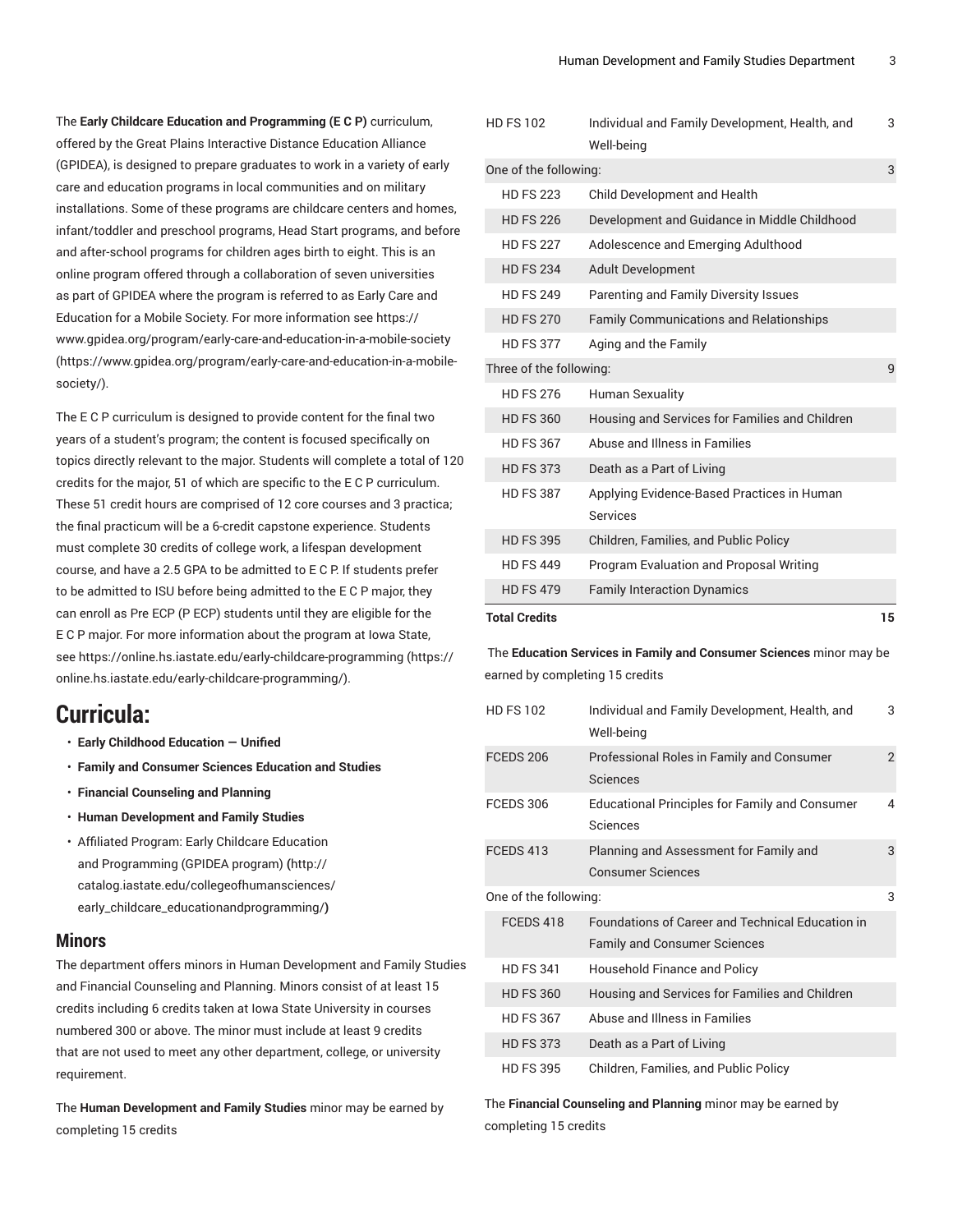The **Early Childcare Education and Programming (E C P)** curriculum, offered by the Great Plains Interactive Distance Education Alliance (GPIDEA), is designed to prepare graduates to work in a variety of early care and education programs in local communities and on military installations. Some of these programs are childcare centers and homes, infant/toddler and preschool programs, Head Start programs, and before and after-school programs for children ages birth to eight. This is an online program offered through a collaboration of seven universities as part of GPIDEA where the program is referred to as Early Care and Education for a Mobile Society. For more information see https://www.gpidea.org/program/early-care-and-education-in-a-mobile-society (https://www.gpidea.org/program/early-care-and-education-in-a-mobile-society/).

The E C P curriculum is designed to provide content for the final two years of a student's program; the content is focused specifically on topics directly relevant to the major. Students will complete a total of 120 credits for the major, 51 of which are specific to the E C P curriculum. These 51 credit hours are comprised of 12 core courses and 3 practica; the final practicum will be a 6-credit capstone experience. Students must complete 30 credits of college work, a lifespan development course, and have a 2.5 GPA to be admitted to E C P. If students prefer to be admitted to ISU before being admitted to the E C P major, they can enroll as Pre ECP (P ECP) students until they are eligible for the E C P major. For more information about the program at Iowa State, see https://online.hs.iastate.edu/early-childcare-programming (https://online.hs.iastate.edu/early-childcare-programming/).

# Curricula:

- **Early Childhood Education — Unified**
- **Family and Consumer Sciences Education and Studies**
- **Financial Counseling and Planning**
- **Human Development and Family Studies**
- Affiliated Program: Early Childcare Education and Programming (GPIDEA program) **(**http://catalog.iastate.edu/collegeofhumansciences/early_childcare_educationandprogramming/**)**

## Minors

The department offers minors in Human Development and Family Studies and Financial Counseling and Planning. Minors consist of at least 15 credits including 6 credits taken at Iowa State University in courses numbered 300 or above. The minor must include at least 9 credits that are not used to meet any other department, college, or university requirement.

The **Human Development and Family Studies** minor may be earned by completing 15 credits

| | | |
|---|---|---|
| HD FS 102 | Individual and Family Development, Health, and Well-being | 3 |
| One of the following: | | 3 |
| HD FS 223 | Child Development and Health | |
| HD FS 226 | Development and Guidance in Middle Childhood | |
| HD FS 227 | Adolescence and Emerging Adulthood | |
| HD FS 234 | Adult Development | |
| HD FS 249 | Parenting and Family Diversity Issues | |
| HD FS 270 | Family Communications and Relationships | |
| HD FS 377 | Aging and the Family | |
| Three of the following: | | 9 |
| HD FS 276 | Human Sexuality | |
| HD FS 360 | Housing and Services for Families and Children | |
| HD FS 367 | Abuse and Illness in Families | |
| HD FS 373 | Death as a Part of Living | |
| HD FS 387 | Applying Evidence-Based Practices in Human Services | |
| HD FS 395 | Children, Families, and Public Policy | |
| HD FS 449 | Program Evaluation and Proposal Writing | |
| HD FS 479 | Family Interaction Dynamics | |
| **Total Credits** | | **15** |

The **Education Services in Family and Consumer Sciences** minor may be earned by completing 15 credits

| | | |
|---|---|---|
| HD FS 102 | Individual and Family Development, Health, and Well-being | 3 |
| FCEDS 206 | Professional Roles in Family and Consumer Sciences | 2 |
| FCEDS 306 | Educational Principles for Family and Consumer Sciences | 4 |
| FCEDS 413 | Planning and Assessment for Family and Consumer Sciences | 3 |
| One of the following: | | 3 |
| FCEDS 418 | Foundations of Career and Technical Education in Family and Consumer Sciences | |
| HD FS 341 | Household Finance and Policy | |
| HD FS 360 | Housing and Services for Families and Children | |
| HD FS 367 | Abuse and Illness in Families | |
| HD FS 373 | Death as a Part of Living | |
| HD FS 395 | Children, Families, and Public Policy | |

The **Financial Counseling and Planning** minor may be earned by completing 15 credits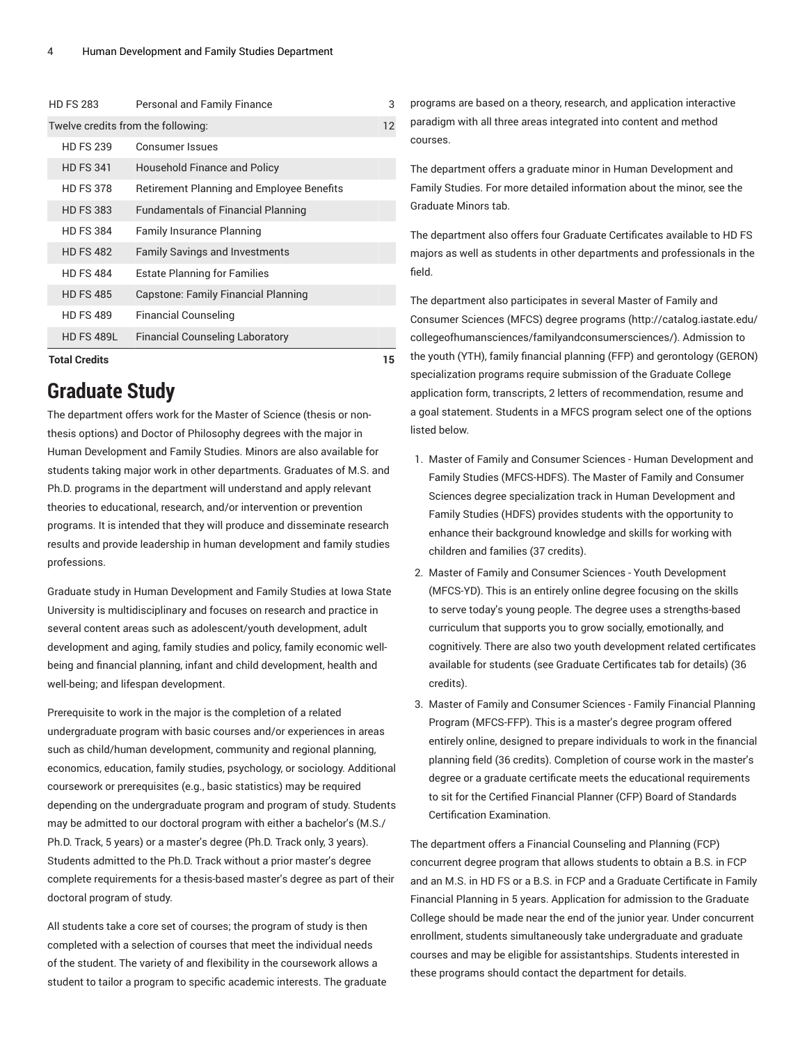| | | |
|---|---|---|
| HD FS 283 | Personal and Family Finance | 3 |
| Twelve credits from the following: | | 12 |
| HD FS 239 | Consumer Issues | |
| HD FS 341 | Household Finance and Policy | |
| HD FS 378 | Retirement Planning and Employee Benefits | |
| HD FS 383 | Fundamentals of Financial Planning | |
| HD FS 384 | Family Insurance Planning | |
| HD FS 482 | Family Savings and Investments | |
| HD FS 484 | Estate Planning for Families | |
| HD FS 485 | Capstone: Family Financial Planning | |
| HD FS 489 | Financial Counseling | |
| HD FS 489L | Financial Counseling Laboratory | |
| **Total Credits** | | **15** |

# Graduate Study

The department offers work for the Master of Science (thesis or non-thesis options) and Doctor of Philosophy degrees with the major in Human Development and Family Studies. Minors are also available for students taking major work in other departments. Graduates of M.S. and Ph.D. programs in the department will understand and apply relevant theories to educational, research, and/or intervention or prevention programs. It is intended that they will produce and disseminate research results and provide leadership in human development and family studies professions.

Graduate study in Human Development and Family Studies at Iowa State University is multidisciplinary and focuses on research and practice in several content areas such as adolescent/youth development, adult development and aging, family studies and policy, family economic well-being and financial planning, infant and child development, health and well-being; and lifespan development.

Prerequisite to work in the major is the completion of a related undergraduate program with basic courses and/or experiences in areas such as child/human development, community and regional planning, economics, education, family studies, psychology, or sociology. Additional coursework or prerequisites (e.g., basic statistics) may be required depending on the undergraduate program and program of study. Students may be admitted to our doctoral program with either a bachelor's (M.S./Ph.D. Track, 5 years) or a master's degree (Ph.D. Track only, 3 years). Students admitted to the Ph.D. Track without a prior master's degree complete requirements for a thesis-based master's degree as part of their doctoral program of study.

All students take a core set of courses; the program of study is then completed with a selection of courses that meet the individual needs of the student. The variety of and flexibility in the coursework allows a student to tailor a program to specific academic interests. The graduate programs are based on a theory, research, and application interactive paradigm with all three areas integrated into content and method courses.

The department offers a graduate minor in Human Development and Family Studies. For more detailed information about the minor, see the Graduate Minors tab.

The department also offers four Graduate Certificates available to HD FS majors as well as students in other departments and professionals in the field.

The department also participates in several Master of Family and Consumer Sciences (MFCS) degree programs (http://catalog.iastate.edu/collegeofhumansciences/familyandconsumersciences/). Admission to the youth (YTH), family financial planning (FFP) and gerontology (GERON) specialization programs require submission of the Graduate College application form, transcripts, 2 letters of recommendation, resume and a goal statement. Students in a MFCS program select one of the options listed below.

1. Master of Family and Consumer Sciences - Human Development and Family Studies (MFCS-HDFS). The Master of Family and Consumer Sciences degree specialization track in Human Development and Family Studies (HDFS) provides students with the opportunity to enhance their background knowledge and skills for working with children and families (37 credits).
2. Master of Family and Consumer Sciences - Youth Development (MFCS-YD). This is an entirely online degree focusing on the skills to serve today's young people. The degree uses a strengths-based curriculum that supports you to grow socially, emotionally, and cognitively. There are also two youth development related certificates available for students (see Graduate Certificates tab for details) (36 credits).
3. Master of Family and Consumer Sciences - Family Financial Planning Program (MFCS-FFP). This is a master's degree program offered entirely online, designed to prepare individuals to work in the financial planning field (36 credits). Completion of course work in the master's degree or a graduate certificate meets the educational requirements to sit for the Certified Financial Planner (CFP) Board of Standards Certification Examination.

The department offers a Financial Counseling and Planning (FCP) concurrent degree program that allows students to obtain a B.S. in FCP and an M.S. in HD FS or a B.S. in FCP and a Graduate Certificate in Family Financial Planning in 5 years. Application for admission to the Graduate College should be made near the end of the junior year. Under concurrent enrollment, students simultaneously take undergraduate and graduate courses and may be eligible for assistantships. Students interested in these programs should contact the department for details.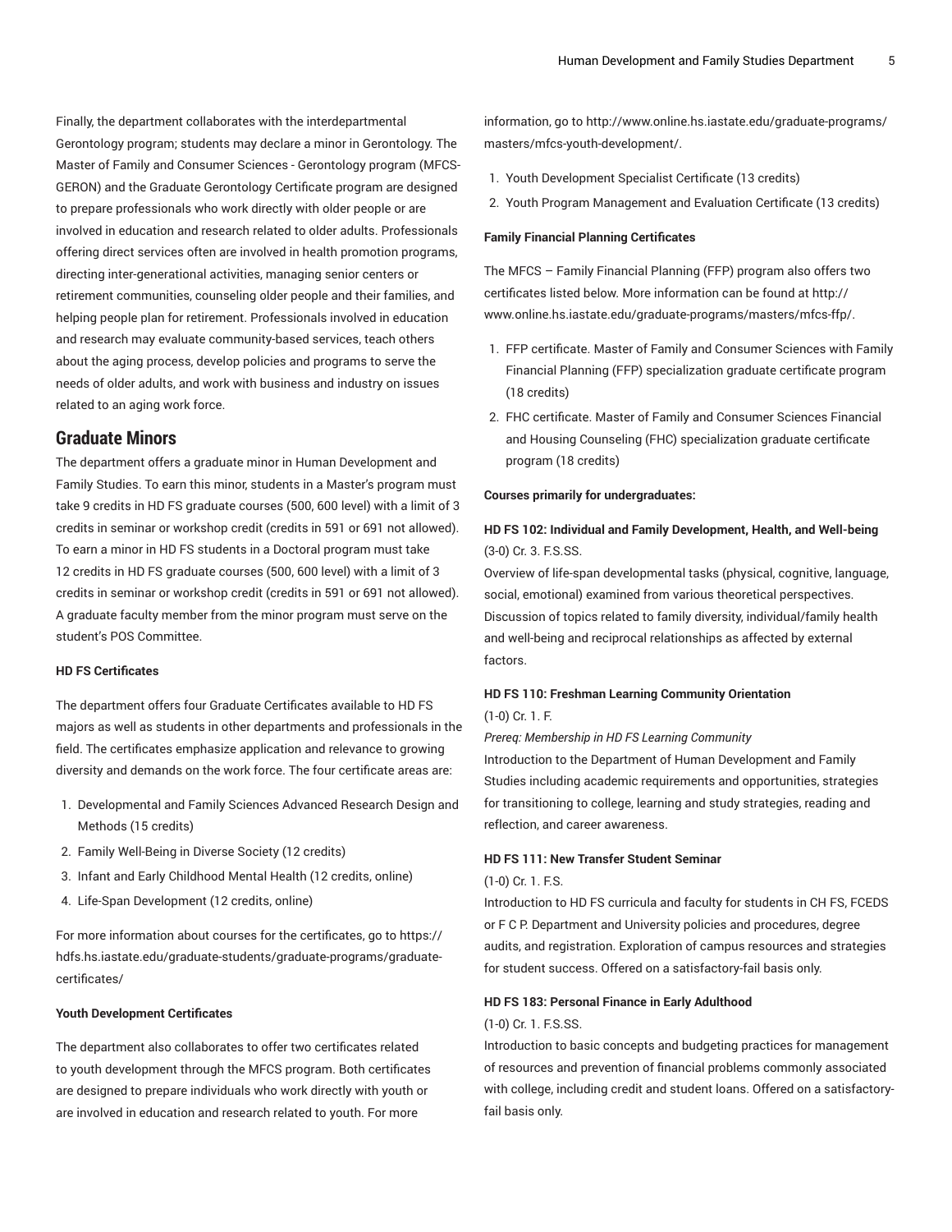Finally, the department collaborates with the interdepartmental Gerontology program; students may declare a minor in Gerontology. The Master of Family and Consumer Sciences - Gerontology program (MFCS-GERON) and the Graduate Gerontology Certificate program are designed to prepare professionals who work directly with older people or are involved in education and research related to older adults. Professionals offering direct services often are involved in health promotion programs, directing inter-generational activities, managing senior centers or retirement communities, counseling older people and their families, and helping people plan for retirement. Professionals involved in education and research may evaluate community-based services, teach others about the aging process, develop policies and programs to serve the needs of older adults, and work with business and industry on issues related to an aging work force.

## Graduate Minors

The department offers a graduate minor in Human Development and Family Studies. To earn this minor, students in a Master's program must take 9 credits in HD FS graduate courses (500, 600 level) with a limit of 3 credits in seminar or workshop credit (credits in 591 or 691 not allowed). To earn a minor in HD FS students in a Doctoral program must take 12 credits in HD FS graduate courses (500, 600 level) with a limit of 3 credits in seminar or workshop credit (credits in 591 or 691 not allowed). A graduate faculty member from the minor program must serve on the student's POS Committee.

**HD FS Certificates**

The department offers four Graduate Certificates available to HD FS majors as well as students in other departments and professionals in the field. The certificates emphasize application and relevance to growing diversity and demands on the work force. The four certificate areas are:

1. Developmental and Family Sciences Advanced Research Design and Methods (15 credits)
2. Family Well-Being in Diverse Society (12 credits)
3. Infant and Early Childhood Mental Health (12 credits, online)
4. Life-Span Development (12 credits, online)

For more information about courses for the certificates, go to https://hdfs.hs.iastate.edu/graduate-students/graduate-programs/graduate-certificates/

**Youth Development Certificates**

The department also collaborates to offer two certificates related to youth development through the MFCS program. Both certificates are designed to prepare individuals who work directly with youth or are involved in education and research related to youth. For more information, go to http://www.online.hs.iastate.edu/graduate-programs/masters/mfcs-youth-development/.

1. Youth Development Specialist Certificate (13 credits)
2. Youth Program Management and Evaluation Certificate (13 credits)

**Family Financial Planning Certificates**

The MFCS – Family Financial Planning (FFP) program also offers two certificates listed below. More information can be found at http://www.online.hs.iastate.edu/graduate-programs/masters/mfcs-ffp/.

1. FFP certificate. Master of Family and Consumer Sciences with Family Financial Planning (FFP) specialization graduate certificate program (18 credits)
2. FHC certificate. Master of Family and Consumer Sciences Financial and Housing Counseling (FHC) specialization graduate certificate program (18 credits)

**Courses primarily for undergraduates:**

**HD FS 102: Individual and Family Development, Health, and Well-being**
(3-0) Cr. 3. F.S.SS.
Overview of life-span developmental tasks (physical, cognitive, language, social, emotional) examined from various theoretical perspectives. Discussion of topics related to family diversity, individual/family health and well-being and reciprocal relationships as affected by external factors.

**HD FS 110: Freshman Learning Community Orientation**
(1-0) Cr. 1. F.
*Prereq: Membership in HD FS Learning Community*
Introduction to the Department of Human Development and Family Studies including academic requirements and opportunities, strategies for transitioning to college, learning and study strategies, reading and reflection, and career awareness.

**HD FS 111: New Transfer Student Seminar**
(1-0) Cr. 1. F.S.
Introduction to HD FS curricula and faculty for students in CH FS, FCEDS or F C P. Department and University policies and procedures, degree audits, and registration. Exploration of campus resources and strategies for student success. Offered on a satisfactory-fail basis only.

**HD FS 183: Personal Finance in Early Adulthood**
(1-0) Cr. 1. F.S.SS.
Introduction to basic concepts and budgeting practices for management of resources and prevention of financial problems commonly associated with college, including credit and student loans. Offered on a satisfactory-fail basis only.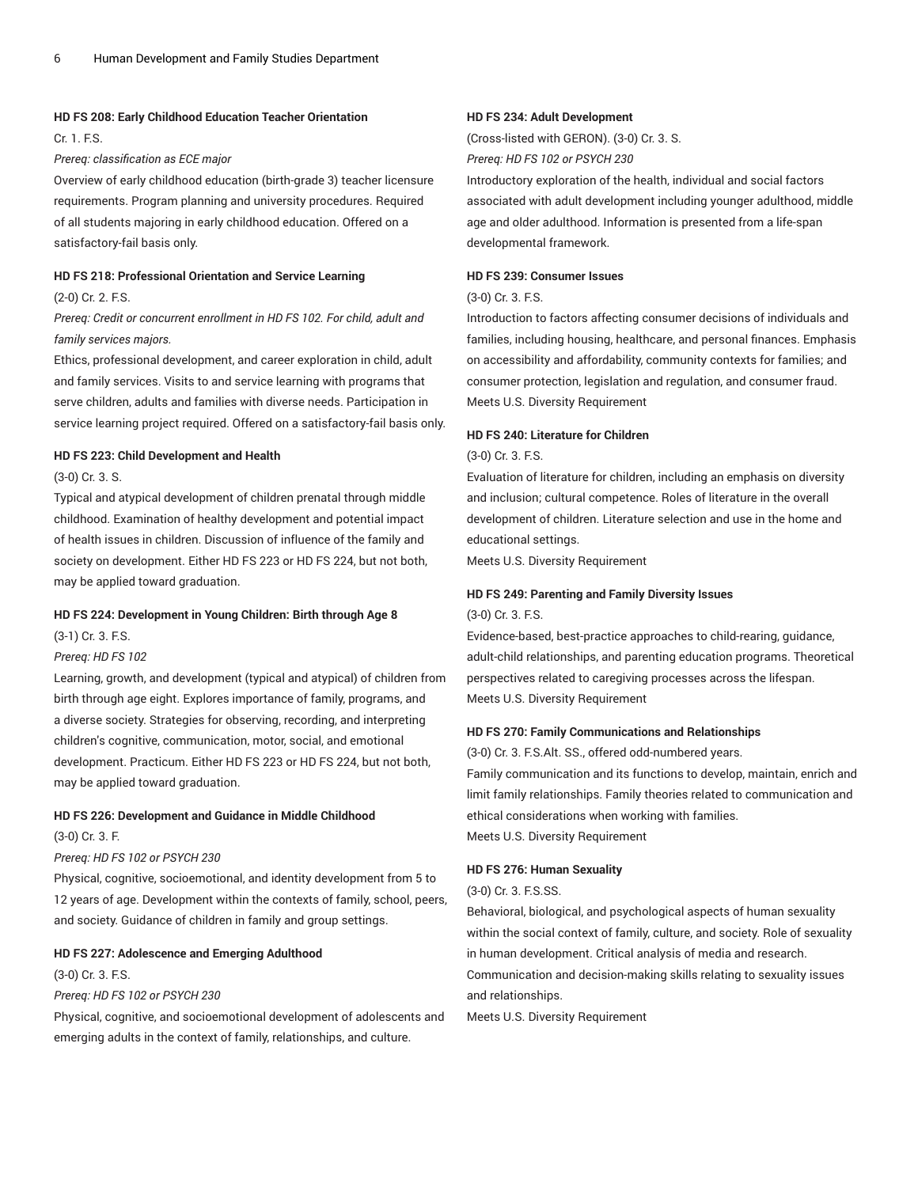**HD FS 208: Early Childhood Education Teacher Orientation**

Cr. 1. F.S.

*Prereq: classification as ECE major*

Overview of early childhood education (birth-grade 3) teacher licensure requirements. Program planning and university procedures. Required of all students majoring in early childhood education. Offered on a satisfactory-fail basis only.

**HD FS 218: Professional Orientation and Service Learning**

(2-0) Cr. 2. F.S.

*Prereq: Credit or concurrent enrollment in HD FS 102. For child, adult and family services majors.*

Ethics, professional development, and career exploration in child, adult and family services. Visits to and service learning with programs that serve children, adults and families with diverse needs. Participation in service learning project required. Offered on a satisfactory-fail basis only.

**HD FS 223: Child Development and Health**

(3-0) Cr. 3. S.

Typical and atypical development of children prenatal through middle childhood. Examination of healthy development and potential impact of health issues in children. Discussion of influence of the family and society on development. Either HD FS 223 or HD FS 224, but not both, may be applied toward graduation.

**HD FS 224: Development in Young Children: Birth through Age 8**

(3-1) Cr. 3. F.S.

*Prereq: HD FS 102*

Learning, growth, and development (typical and atypical) of children from birth through age eight. Explores importance of family, programs, and a diverse society. Strategies for observing, recording, and interpreting children's cognitive, communication, motor, social, and emotional development. Practicum. Either HD FS 223 or HD FS 224, but not both, may be applied toward graduation.

**HD FS 226: Development and Guidance in Middle Childhood**

(3-0) Cr. 3. F.

*Prereq: HD FS 102 or PSYCH 230*

Physical, cognitive, socioemotional, and identity development from 5 to 12 years of age. Development within the contexts of family, school, peers, and society. Guidance of children in family and group settings.

**HD FS 227: Adolescence and Emerging Adulthood**

(3-0) Cr. 3. F.S.

*Prereq: HD FS 102 or PSYCH 230*

Physical, cognitive, and socioemotional development of adolescents and emerging adults in the context of family, relationships, and culture.

**HD FS 234: Adult Development**

(Cross-listed with GERON). (3-0) Cr. 3. S.

*Prereq: HD FS 102 or PSYCH 230*

Introductory exploration of the health, individual and social factors associated with adult development including younger adulthood, middle age and older adulthood. Information is presented from a life-span developmental framework.

**HD FS 239: Consumer Issues**

(3-0) Cr. 3. F.S.

Introduction to factors affecting consumer decisions of individuals and families, including housing, healthcare, and personal finances. Emphasis on accessibility and affordability, community contexts for families; and consumer protection, legislation and regulation, and consumer fraud.

Meets U.S. Diversity Requirement

**HD FS 240: Literature for Children**

(3-0) Cr. 3. F.S.

Evaluation of literature for children, including an emphasis on diversity and inclusion; cultural competence. Roles of literature in the overall development of children. Literature selection and use in the home and educational settings.

Meets U.S. Diversity Requirement

**HD FS 249: Parenting and Family Diversity Issues**

(3-0) Cr. 3. F.S.

Evidence-based, best-practice approaches to child-rearing, guidance, adult-child relationships, and parenting education programs. Theoretical perspectives related to caregiving processes across the lifespan.

Meets U.S. Diversity Requirement

**HD FS 270: Family Communications and Relationships**

(3-0) Cr. 3. F.S.Alt. SS., offered odd-numbered years.

Family communication and its functions to develop, maintain, enrich and limit family relationships. Family theories related to communication and ethical considerations when working with families.

Meets U.S. Diversity Requirement

**HD FS 276: Human Sexuality**

(3-0) Cr. 3. F.S.SS.

Behavioral, biological, and psychological aspects of human sexuality within the social context of family, culture, and society. Role of sexuality in human development. Critical analysis of media and research. Communication and decision-making skills relating to sexuality issues and relationships.

Meets U.S. Diversity Requirement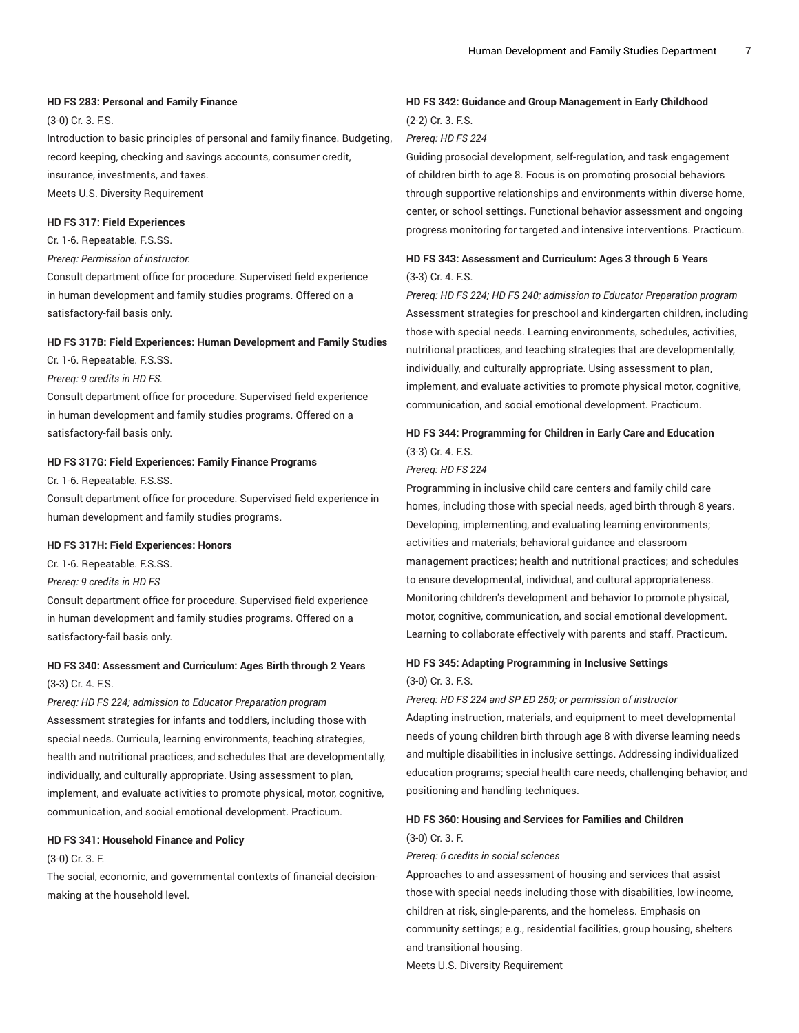**HD FS 283: Personal and Family Finance**

(3-0) Cr. 3. F.S.

Introduction to basic principles of personal and family finance. Budgeting, record keeping, checking and savings accounts, consumer credit, insurance, investments, and taxes.

Meets U.S. Diversity Requirement

**HD FS 317: Field Experiences**

Cr. 1-6. Repeatable. F.S.SS.

*Prereq: Permission of instructor.*

Consult department office for procedure. Supervised field experience in human development and family studies programs. Offered on a satisfactory-fail basis only.

**HD FS 317B: Field Experiences: Human Development and Family Studies**

Cr. 1-6. Repeatable. F.S.SS.

*Prereq: 9 credits in HD FS.*

Consult department office for procedure. Supervised field experience in human development and family studies programs. Offered on a satisfactory-fail basis only.

**HD FS 317G: Field Experiences: Family Finance Programs**

Cr. 1-6. Repeatable. F.S.SS.

Consult department office for procedure. Supervised field experience in human development and family studies programs.

**HD FS 317H: Field Experiences: Honors**

Cr. 1-6. Repeatable. F.S.SS.

*Prereq: 9 credits in HD FS*

Consult department office for procedure. Supervised field experience in human development and family studies programs. Offered on a satisfactory-fail basis only.

**HD FS 340: Assessment and Curriculum: Ages Birth through 2 Years**

(3-3) Cr. 4. F.S.

*Prereq: HD FS 224; admission to Educator Preparation program*

Assessment strategies for infants and toddlers, including those with special needs. Curricula, learning environments, teaching strategies, health and nutritional practices, and schedules that are developmentally, individually, and culturally appropriate. Using assessment to plan, implement, and evaluate activities to promote physical, motor, cognitive, communication, and social emotional development. Practicum.

**HD FS 341: Household Finance and Policy**

(3-0) Cr. 3. F.

The social, economic, and governmental contexts of financial decision-making at the household level.

**HD FS 342: Guidance and Group Management in Early Childhood**

(2-2) Cr. 3. F.S.

*Prereq: HD FS 224*

Guiding prosocial development, self-regulation, and task engagement of children birth to age 8. Focus is on promoting prosocial behaviors through supportive relationships and environments within diverse home, center, or school settings. Functional behavior assessment and ongoing progress monitoring for targeted and intensive interventions. Practicum.

**HD FS 343: Assessment and Curriculum: Ages 3 through 6 Years**

(3-3) Cr. 4. F.S.

*Prereq: HD FS 224; HD FS 240; admission to Educator Preparation program*

Assessment strategies for preschool and kindergarten children, including those with special needs. Learning environments, schedules, activities, nutritional practices, and teaching strategies that are developmentally, individually, and culturally appropriate. Using assessment to plan, implement, and evaluate activities to promote physical motor, cognitive, communication, and social emotional development. Practicum.

**HD FS 344: Programming for Children in Early Care and Education**

(3-3) Cr. 4. F.S.

*Prereq: HD FS 224*

Programming in inclusive child care centers and family child care homes, including those with special needs, aged birth through 8 years. Developing, implementing, and evaluating learning environments; activities and materials; behavioral guidance and classroom management practices; health and nutritional practices; and schedules to ensure developmental, individual, and cultural appropriateness. Monitoring children's development and behavior to promote physical, motor, cognitive, communication, and social emotional development. Learning to collaborate effectively with parents and staff. Practicum.

**HD FS 345: Adapting Programming in Inclusive Settings**

(3-0) Cr. 3. F.S.

*Prereq: HD FS 224 and SP ED 250; or permission of instructor*

Adapting instruction, materials, and equipment to meet developmental needs of young children birth through age 8 with diverse learning needs and multiple disabilities in inclusive settings. Addressing individualized education programs; special health care needs, challenging behavior, and positioning and handling techniques.

**HD FS 360: Housing and Services for Families and Children**

(3-0) Cr. 3. F.

*Prereq: 6 credits in social sciences*

Approaches to and assessment of housing and services that assist those with special needs including those with disabilities, low-income, children at risk, single-parents, and the homeless. Emphasis on community settings; e.g., residential facilities, group housing, shelters and transitional housing.

Meets U.S. Diversity Requirement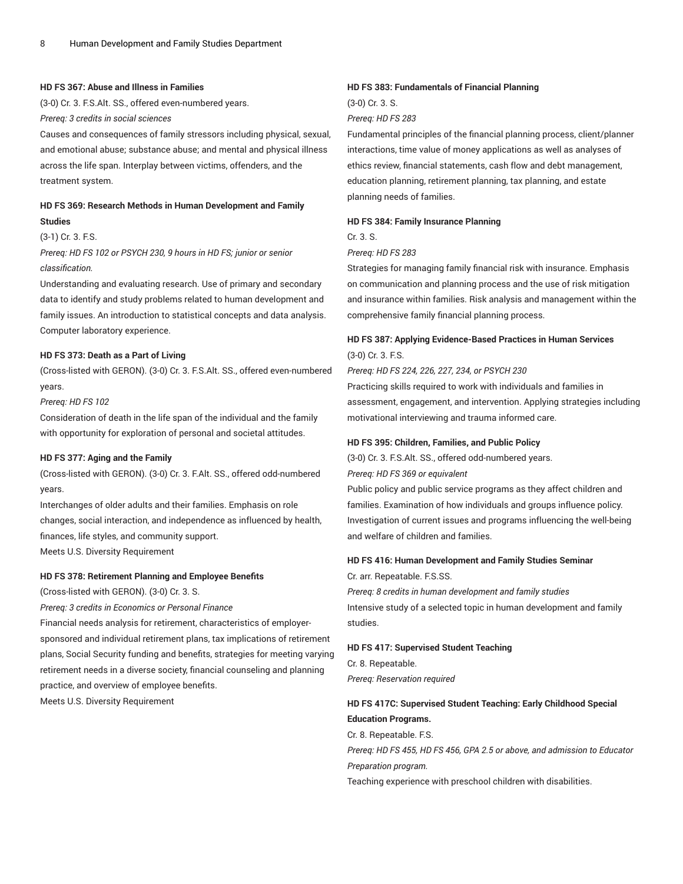#### HD FS 367: Abuse and Illness in Families

(3-0) Cr. 3. F.S.Alt. SS., offered even-numbered years.

*Prereq: 3 credits in social sciences*

Causes and consequences of family stressors including physical, sexual, and emotional abuse; substance abuse; and mental and physical illness across the life span. Interplay between victims, offenders, and the treatment system.

#### HD FS 369: Research Methods in Human Development and Family Studies

(3-1) Cr. 3. F.S.

*Prereq: HD FS 102 or PSYCH 230, 9 hours in HD FS; junior or senior classification.*

Understanding and evaluating research. Use of primary and secondary data to identify and study problems related to human development and family issues. An introduction to statistical concepts and data analysis. Computer laboratory experience.

#### HD FS 373: Death as a Part of Living

(Cross-listed with GERON). (3-0) Cr. 3. F.S.Alt. SS., offered even-numbered years.

*Prereq: HD FS 102*

Consideration of death in the life span of the individual and the family with opportunity for exploration of personal and societal attitudes.

#### HD FS 377: Aging and the Family

(Cross-listed with GERON). (3-0) Cr. 3. F.Alt. SS., offered odd-numbered years.

Interchanges of older adults and their families. Emphasis on role changes, social interaction, and independence as influenced by health, finances, life styles, and community support.

Meets U.S. Diversity Requirement

#### HD FS 378: Retirement Planning and Employee Benefits

(Cross-listed with GERON). (3-0) Cr. 3. S.

*Prereq: 3 credits in Economics or Personal Finance*

Financial needs analysis for retirement, characteristics of employer-sponsored and individual retirement plans, tax implications of retirement plans, Social Security funding and benefits, strategies for meeting varying retirement needs in a diverse society, financial counseling and planning practice, and overview of employee benefits.

Meets U.S. Diversity Requirement

#### HD FS 383: Fundamentals of Financial Planning

(3-0) Cr. 3. S.

*Prereq: HD FS 283*

Fundamental principles of the financial planning process, client/planner interactions, time value of money applications as well as analyses of ethics review, financial statements, cash flow and debt management, education planning, retirement planning, tax planning, and estate planning needs of families.

#### HD FS 384: Family Insurance Planning

Cr. 3. S.

*Prereq: HD FS 283*

Strategies for managing family financial risk with insurance. Emphasis on communication and planning process and the use of risk mitigation and insurance within families. Risk analysis and management within the comprehensive family financial planning process.

#### HD FS 387: Applying Evidence-Based Practices in Human Services

(3-0) Cr. 3. F.S.

*Prereq: HD FS 224, 226, 227, 234, or PSYCH 230*

Practicing skills required to work with individuals and families in assessment, engagement, and intervention. Applying strategies including motivational interviewing and trauma informed care.

#### HD FS 395: Children, Families, and Public Policy

(3-0) Cr. 3. F.S.Alt. SS., offered odd-numbered years.

*Prereq: HD FS 369 or equivalent*

Public policy and public service programs as they affect children and families. Examination of how individuals and groups influence policy. Investigation of current issues and programs influencing the well-being and welfare of children and families.

#### HD FS 416: Human Development and Family Studies Seminar

Cr. arr. Repeatable. F.S.SS.

*Prereq: 8 credits in human development and family studies*

Intensive study of a selected topic in human development and family studies.

#### HD FS 417: Supervised Student Teaching

Cr. 8. Repeatable.

*Prereq: Reservation required*

#### HD FS 417C: Supervised Student Teaching: Early Childhood Special Education Programs.

Cr. 8. Repeatable. F.S.

*Prereq: HD FS 455, HD FS 456, GPA 2.5 or above, and admission to Educator Preparation program.*

Teaching experience with preschool children with disabilities.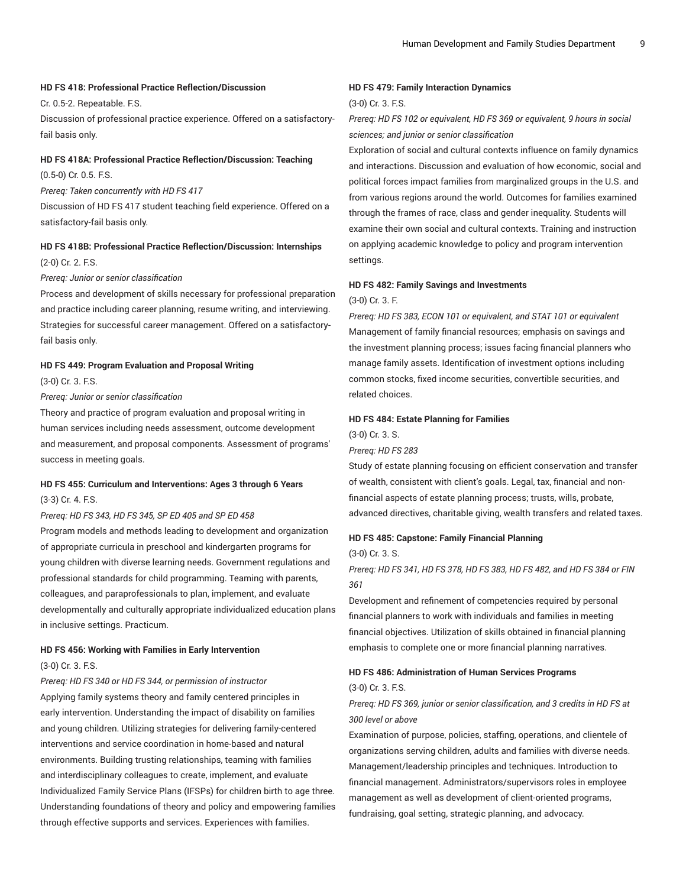**HD FS 418: Professional Practice Reflection/Discussion**

Cr. 0.5-2. Repeatable. F.S.

Discussion of professional practice experience. Offered on a satisfactory-fail basis only.

**HD FS 418A: Professional Practice Reflection/Discussion: Teaching**

(0.5-0) Cr. 0.5. F.S.

*Prereq: Taken concurrently with HD FS 417*

Discussion of HD FS 417 student teaching field experience. Offered on a satisfactory-fail basis only.

**HD FS 418B: Professional Practice Reflection/Discussion: Internships**

(2-0) Cr. 2. F.S.

*Prereq: Junior or senior classification*

Process and development of skills necessary for professional preparation and practice including career planning, resume writing, and interviewing. Strategies for successful career management. Offered on a satisfactory-fail basis only.

**HD FS 449: Program Evaluation and Proposal Writing**

(3-0) Cr. 3. F.S.

*Prereq: Junior or senior classification*

Theory and practice of program evaluation and proposal writing in human services including needs assessment, outcome development and measurement, and proposal components. Assessment of programs' success in meeting goals.

**HD FS 455: Curriculum and Interventions: Ages 3 through 6 Years**

(3-3) Cr. 4. F.S.

*Prereq: HD FS 343, HD FS 345, SP ED 405 and SP ED 458*

Program models and methods leading to development and organization of appropriate curricula in preschool and kindergarten programs for young children with diverse learning needs. Government regulations and professional standards for child programming. Teaming with parents, colleagues, and paraprofessionals to plan, implement, and evaluate developmentally and culturally appropriate individualized education plans in inclusive settings. Practicum.

**HD FS 456: Working with Families in Early Intervention**

(3-0) Cr. 3. F.S.

*Prereq: HD FS 340 or HD FS 344, or permission of instructor*

Applying family systems theory and family centered principles in early intervention. Understanding the impact of disability on families and young children. Utilizing strategies for delivering family-centered interventions and service coordination in home-based and natural environments. Building trusting relationships, teaming with families and interdisciplinary colleagues to create, implement, and evaluate Individualized Family Service Plans (IFSPs) for children birth to age three. Understanding foundations of theory and policy and empowering families through effective supports and services. Experiences with families.

**HD FS 479: Family Interaction Dynamics**

(3-0) Cr. 3. F.S.

*Prereq: HD FS 102 or equivalent, HD FS 369 or equivalent, 9 hours in social sciences; and junior or senior classification*

Exploration of social and cultural contexts influence on family dynamics and interactions. Discussion and evaluation of how economic, social and political forces impact families from marginalized groups in the U.S. and from various regions around the world. Outcomes for families examined through the frames of race, class and gender inequality. Students will examine their own social and cultural contexts. Training and instruction on applying academic knowledge to policy and program intervention settings.

**HD FS 482: Family Savings and Investments**

(3-0) Cr. 3. F.

*Prereq: HD FS 383, ECON 101 or equivalent, and STAT 101 or equivalent*

Management of family financial resources; emphasis on savings and the investment planning process; issues facing financial planners who manage family assets. Identification of investment options including common stocks, fixed income securities, convertible securities, and related choices.

**HD FS 484: Estate Planning for Families**

(3-0) Cr. 3. S.

*Prereq: HD FS 283*

Study of estate planning focusing on efficient conservation and transfer of wealth, consistent with client's goals. Legal, tax, financial and non-financial aspects of estate planning process; trusts, wills, probate, advanced directives, charitable giving, wealth transfers and related taxes.

**HD FS 485: Capstone: Family Financial Planning**

(3-0) Cr. 3. S.

*Prereq: HD FS 341, HD FS 378, HD FS 383, HD FS 482, and HD FS 384 or FIN 361*

Development and refinement of competencies required by personal financial planners to work with individuals and families in meeting financial objectives. Utilization of skills obtained in financial planning emphasis to complete one or more financial planning narratives.

**HD FS 486: Administration of Human Services Programs**

(3-0) Cr. 3. F.S.

*Prereq: HD FS 369, junior or senior classification, and 3 credits in HD FS at 300 level or above*

Examination of purpose, policies, staffing, operations, and clientele of organizations serving children, adults and families with diverse needs. Management/leadership principles and techniques. Introduction to financial management. Administrators/supervisors roles in employee management as well as development of client-oriented programs, fundraising, goal setting, strategic planning, and advocacy.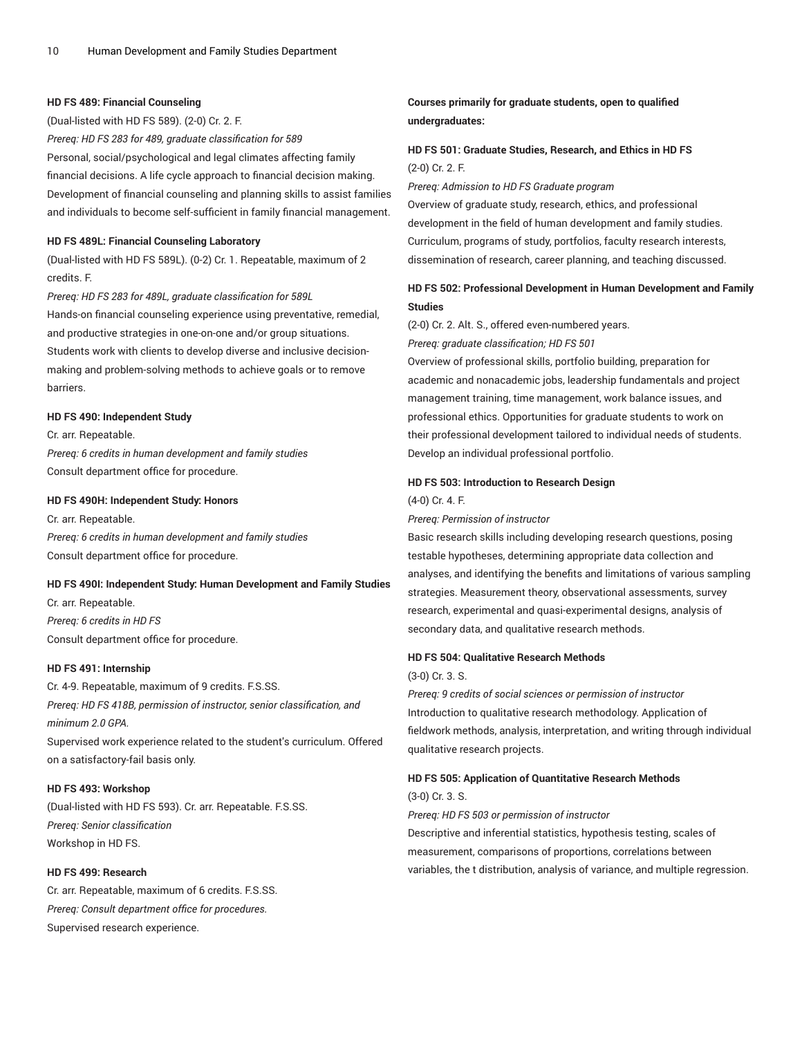**HD FS 489: Financial Counseling**

(Dual-listed with HD FS 589). (2-0) Cr. 2. F.

*Prereq: HD FS 283 for 489, graduate classification for 589*

Personal, social/psychological and legal climates affecting family financial decisions. A life cycle approach to financial decision making. Development of financial counseling and planning skills to assist families and individuals to become self-sufficient in family financial management.

**HD FS 489L: Financial Counseling Laboratory**

(Dual-listed with HD FS 589L). (0-2) Cr. 1. Repeatable, maximum of 2 credits. F.

*Prereq: HD FS 283 for 489L, graduate classification for 589L*

Hands-on financial counseling experience using preventative, remedial, and productive strategies in one-on-one and/or group situations. Students work with clients to develop diverse and inclusive decision-making and problem-solving methods to achieve goals or to remove barriers.

**HD FS 490: Independent Study**

Cr. arr. Repeatable.

*Prereq: 6 credits in human development and family studies*

Consult department office for procedure.

**HD FS 490H: Independent Study: Honors**

Cr. arr. Repeatable.

*Prereq: 6 credits in human development and family studies*

Consult department office for procedure.

**HD FS 490I: Independent Study: Human Development and Family Studies**

Cr. arr. Repeatable.

*Prereq: 6 credits in HD FS*

Consult department office for procedure.

**HD FS 491: Internship**

Cr. 4-9. Repeatable, maximum of 9 credits. F.S.SS.

*Prereq: HD FS 418B, permission of instructor, senior classification, and minimum 2.0 GPA.*

Supervised work experience related to the student's curriculum. Offered on a satisfactory-fail basis only.

**HD FS 493: Workshop**

(Dual-listed with HD FS 593). Cr. arr. Repeatable. F.S.SS.

*Prereq: Senior classification*

Workshop in HD FS.

**HD FS 499: Research**

Cr. arr. Repeatable, maximum of 6 credits. F.S.SS.

*Prereq: Consult department office for procedures.*

Supervised research experience.

**Courses primarily for graduate students, open to qualified undergraduates:**

**HD FS 501: Graduate Studies, Research, and Ethics in HD FS**

(2-0) Cr. 2. F.

*Prereq: Admission to HD FS Graduate program*

Overview of graduate study, research, ethics, and professional development in the field of human development and family studies. Curriculum, programs of study, portfolios, faculty research interests, dissemination of research, career planning, and teaching discussed.

**HD FS 502: Professional Development in Human Development and Family Studies**

(2-0) Cr. 2. Alt. S., offered even-numbered years.

*Prereq: graduate classification; HD FS 501*

Overview of professional skills, portfolio building, preparation for academic and nonacademic jobs, leadership fundamentals and project management training, time management, work balance issues, and professional ethics. Opportunities for graduate students to work on their professional development tailored to individual needs of students. Develop an individual professional portfolio.

**HD FS 503: Introduction to Research Design**

(4-0) Cr. 4. F.

*Prereq: Permission of instructor*

Basic research skills including developing research questions, posing testable hypotheses, determining appropriate data collection and analyses, and identifying the benefits and limitations of various sampling strategies. Measurement theory, observational assessments, survey research, experimental and quasi-experimental designs, analysis of secondary data, and qualitative research methods.

**HD FS 504: Qualitative Research Methods**

(3-0) Cr. 3. S.

*Prereq: 9 credits of social sciences or permission of instructor*

Introduction to qualitative research methodology. Application of fieldwork methods, analysis, interpretation, and writing through individual qualitative research projects.

**HD FS 505: Application of Quantitative Research Methods**

(3-0) Cr. 3. S.

*Prereq: HD FS 503 or permission of instructor*

Descriptive and inferential statistics, hypothesis testing, scales of measurement, comparisons of proportions, correlations between variables, the t distribution, analysis of variance, and multiple regression.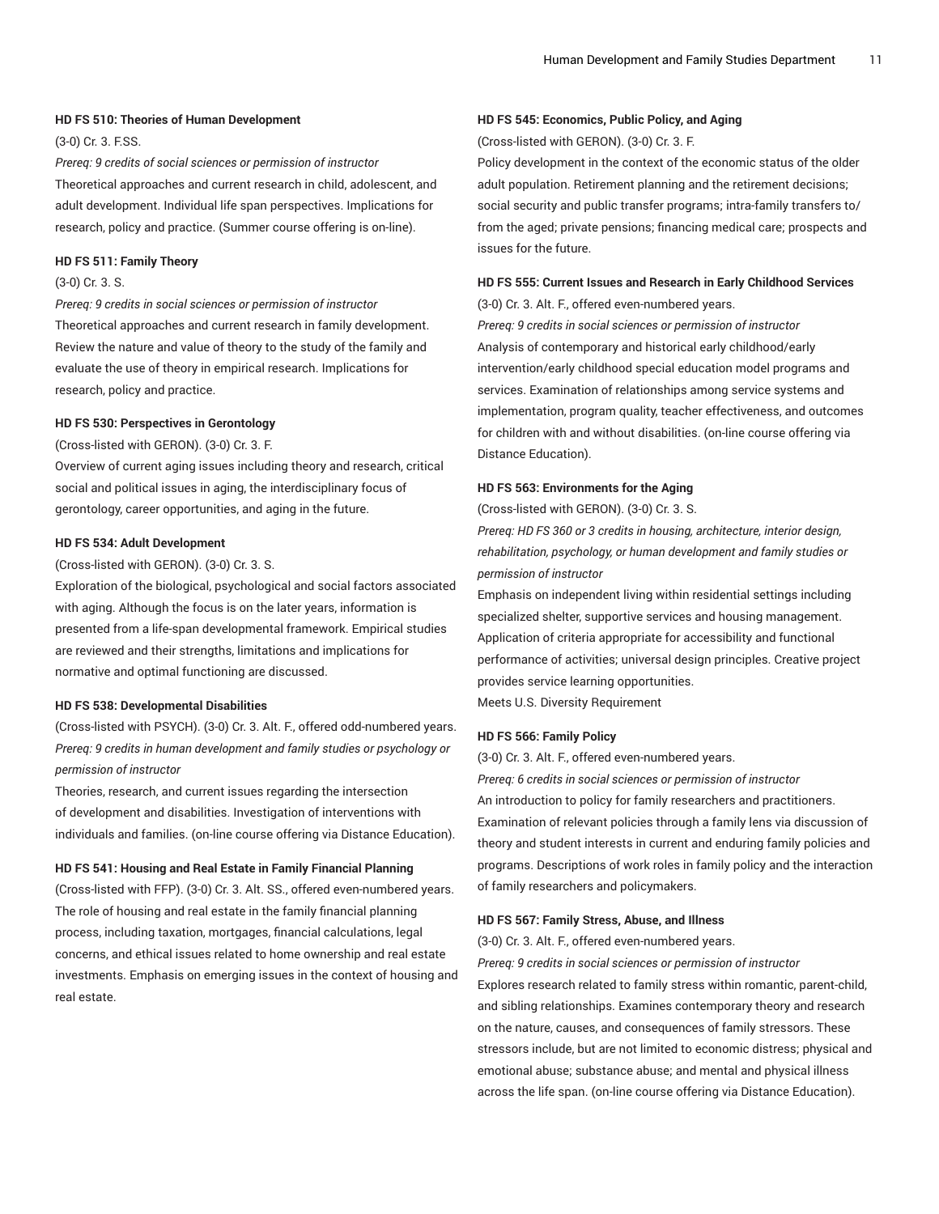**HD FS 510: Theories of Human Development**

(3-0) Cr. 3. F.SS.

*Prereq: 9 credits of social sciences or permission of instructor*

Theoretical approaches and current research in child, adolescent, and adult development. Individual life span perspectives. Implications for research, policy and practice. (Summer course offering is on-line).

**HD FS 511: Family Theory**

(3-0) Cr. 3. S.

*Prereq: 9 credits in social sciences or permission of instructor*

Theoretical approaches and current research in family development. Review the nature and value of theory to the study of the family and evaluate the use of theory in empirical research. Implications for research, policy and practice.

**HD FS 530: Perspectives in Gerontology**

(Cross-listed with GERON). (3-0) Cr. 3. F.

Overview of current aging issues including theory and research, critical social and political issues in aging, the interdisciplinary focus of gerontology, career opportunities, and aging in the future.

**HD FS 534: Adult Development**

(Cross-listed with GERON). (3-0) Cr. 3. S.

Exploration of the biological, psychological and social factors associated with aging. Although the focus is on the later years, information is presented from a life-span developmental framework. Empirical studies are reviewed and their strengths, limitations and implications for normative and optimal functioning are discussed.

**HD FS 538: Developmental Disabilities**

(Cross-listed with PSYCH). (3-0) Cr. 3. Alt. F., offered odd-numbered years.

*Prereq: 9 credits in human development and family studies or psychology or permission of instructor*

Theories, research, and current issues regarding the intersection of development and disabilities. Investigation of interventions with individuals and families. (on-line course offering via Distance Education).

**HD FS 541: Housing and Real Estate in Family Financial Planning**

(Cross-listed with FFP). (3-0) Cr. 3. Alt. SS., offered even-numbered years.

The role of housing and real estate in the family financial planning process, including taxation, mortgages, financial calculations, legal concerns, and ethical issues related to home ownership and real estate investments. Emphasis on emerging issues in the context of housing and real estate.

**HD FS 545: Economics, Public Policy, and Aging**

(Cross-listed with GERON). (3-0) Cr. 3. F.

Policy development in the context of the economic status of the older adult population. Retirement planning and the retirement decisions; social security and public transfer programs; intra-family transfers to/from the aged; private pensions; financing medical care; prospects and issues for the future.

**HD FS 555: Current Issues and Research in Early Childhood Services**

(3-0) Cr. 3. Alt. F., offered even-numbered years.

*Prereq: 9 credits in social sciences or permission of instructor*

Analysis of contemporary and historical early childhood/early intervention/early childhood special education model programs and services. Examination of relationships among service systems and implementation, program quality, teacher effectiveness, and outcomes for children with and without disabilities. (on-line course offering via Distance Education).

**HD FS 563: Environments for the Aging**

(Cross-listed with GERON). (3-0) Cr. 3. S.

*Prereq: HD FS 360 or 3 credits in housing, architecture, interior design, rehabilitation, psychology, or human development and family studies or permission of instructor*

Emphasis on independent living within residential settings including specialized shelter, supportive services and housing management. Application of criteria appropriate for accessibility and functional performance of activities; universal design principles. Creative project provides service learning opportunities.

Meets U.S. Diversity Requirement

**HD FS 566: Family Policy**

(3-0) Cr. 3. Alt. F., offered even-numbered years.

*Prereq: 6 credits in social sciences or permission of instructor*

An introduction to policy for family researchers and practitioners. Examination of relevant policies through a family lens via discussion of theory and student interests in current and enduring family policies and programs. Descriptions of work roles in family policy and the interaction of family researchers and policymakers.

**HD FS 567: Family Stress, Abuse, and Illness**

(3-0) Cr. 3. Alt. F., offered even-numbered years.

*Prereq: 9 credits in social sciences or permission of instructor*

Explores research related to family stress within romantic, parent-child, and sibling relationships. Examines contemporary theory and research on the nature, causes, and consequences of family stressors. These stressors include, but are not limited to economic distress; physical and emotional abuse; substance abuse; and mental and physical illness across the life span. (on-line course offering via Distance Education).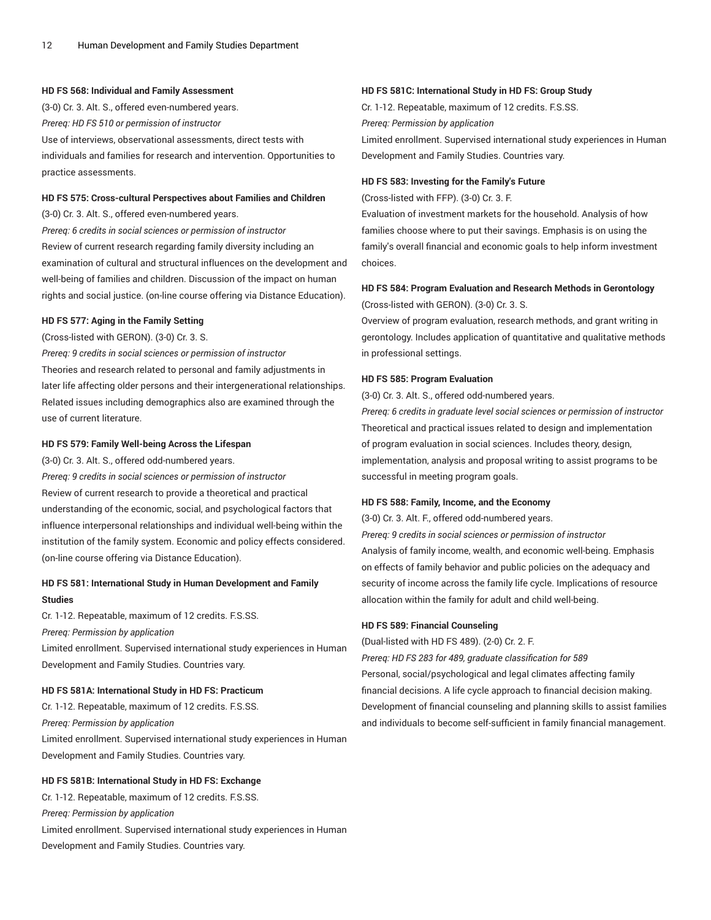#### HD FS 568: Individual and Family Assessment

(3-0) Cr. 3. Alt. S., offered even-numbered years.

*Prereq: HD FS 510 or permission of instructor*

Use of interviews, observational assessments, direct tests with individuals and families for research and intervention. Opportunities to practice assessments.

#### HD FS 575: Cross-cultural Perspectives about Families and Children

(3-0) Cr. 3. Alt. S., offered even-numbered years.

*Prereq: 6 credits in social sciences or permission of instructor*

Review of current research regarding family diversity including an examination of cultural and structural influences on the development and well-being of families and children. Discussion of the impact on human rights and social justice. (on-line course offering via Distance Education).

#### HD FS 577: Aging in the Family Setting

(Cross-listed with GERON). (3-0) Cr. 3. S.

*Prereq: 9 credits in social sciences or permission of instructor*

Theories and research related to personal and family adjustments in later life affecting older persons and their intergenerational relationships. Related issues including demographics also are examined through the use of current literature.

#### HD FS 579: Family Well-being Across the Lifespan

(3-0) Cr. 3. Alt. S., offered odd-numbered years.

*Prereq: 9 credits in social sciences or permission of instructor*

Review of current research to provide a theoretical and practical understanding of the economic, social, and psychological factors that influence interpersonal relationships and individual well-being within the institution of the family system. Economic and policy effects considered. (on-line course offering via Distance Education).

#### HD FS 581: International Study in Human Development and Family Studies

Cr. 1-12. Repeatable, maximum of 12 credits. F.S.SS.

*Prereq: Permission by application*

Limited enrollment. Supervised international study experiences in Human Development and Family Studies. Countries vary.

#### HD FS 581A: International Study in HD FS: Practicum

Cr. 1-12. Repeatable, maximum of 12 credits. F.S.SS.

*Prereq: Permission by application*

Limited enrollment. Supervised international study experiences in Human Development and Family Studies. Countries vary.

#### HD FS 581B: International Study in HD FS: Exchange

Cr. 1-12. Repeatable, maximum of 12 credits. F.S.SS.

*Prereq: Permission by application*

Limited enrollment. Supervised international study experiences in Human Development and Family Studies. Countries vary.

#### HD FS 581C: International Study in HD FS: Group Study

Cr. 1-12. Repeatable, maximum of 12 credits. F.S.SS.

*Prereq: Permission by application*

Limited enrollment. Supervised international study experiences in Human Development and Family Studies. Countries vary.

#### HD FS 583: Investing for the Family's Future

(Cross-listed with FFP). (3-0) Cr. 3. F.

Evaluation of investment markets for the household. Analysis of how families choose where to put their savings. Emphasis is on using the family's overall financial and economic goals to help inform investment choices.

#### HD FS 584: Program Evaluation and Research Methods in Gerontology

(Cross-listed with GERON). (3-0) Cr. 3. S.

Overview of program evaluation, research methods, and grant writing in gerontology. Includes application of quantitative and qualitative methods in professional settings.

#### HD FS 585: Program Evaluation

(3-0) Cr. 3. Alt. S., offered odd-numbered years.

*Prereq: 6 credits in graduate level social sciences or permission of instructor*

Theoretical and practical issues related to design and implementation of program evaluation in social sciences. Includes theory, design, implementation, analysis and proposal writing to assist programs to be successful in meeting program goals.

#### HD FS 588: Family, Income, and the Economy

(3-0) Cr. 3. Alt. F., offered odd-numbered years.

*Prereq: 9 credits in social sciences or permission of instructor*

Analysis of family income, wealth, and economic well-being. Emphasis on effects of family behavior and public policies on the adequacy and security of income across the family life cycle. Implications of resource allocation within the family for adult and child well-being.

#### HD FS 589: Financial Counseling

(Dual-listed with HD FS 489). (2-0) Cr. 2. F.

*Prereq: HD FS 283 for 489, graduate classification for 589*

Personal, social/psychological and legal climates affecting family financial decisions. A life cycle approach to financial decision making. Development of financial counseling and planning skills to assist families and individuals to become self-sufficient in family financial management.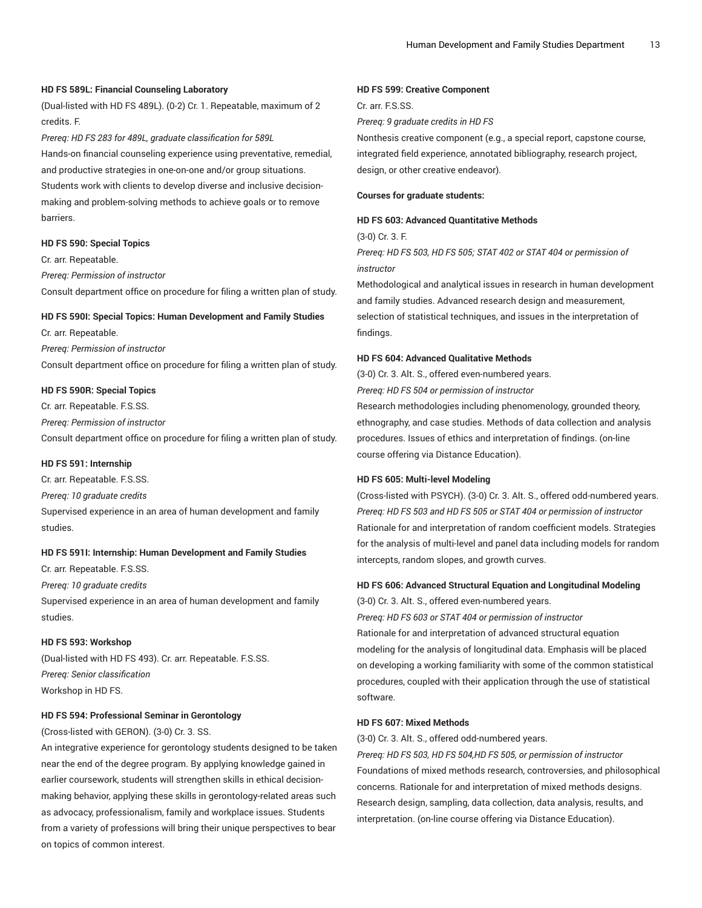#### HD FS 589L: Financial Counseling Laboratory

(Dual-listed with HD FS 489L). (0-2) Cr. 1. Repeatable, maximum of 2 credits. F.

*Prereq: HD FS 283 for 489L, graduate classification for 589L*

Hands-on financial counseling experience using preventative, remedial, and productive strategies in one-on-one and/or group situations. Students work with clients to develop diverse and inclusive decision-making and problem-solving methods to achieve goals or to remove barriers.

#### HD FS 590: Special Topics

Cr. arr. Repeatable.

*Prereq: Permission of instructor*

Consult department office on procedure for filing a written plan of study.

#### HD FS 590I: Special Topics: Human Development and Family Studies

Cr. arr. Repeatable.

*Prereq: Permission of instructor*

Consult department office on procedure for filing a written plan of study.

#### HD FS 590R: Special Topics

Cr. arr. Repeatable. F.S.SS.

*Prereq: Permission of instructor*

Consult department office on procedure for filing a written plan of study.

#### HD FS 591: Internship

Cr. arr. Repeatable. F.S.SS.

*Prereq: 10 graduate credits*

Supervised experience in an area of human development and family studies.

#### HD FS 591I: Internship: Human Development and Family Studies

Cr. arr. Repeatable. F.S.SS.

*Prereq: 10 graduate credits*

Supervised experience in an area of human development and family studies.

#### HD FS 593: Workshop

(Dual-listed with HD FS 493). Cr. arr. Repeatable. F.S.SS.

*Prereq: Senior classification*

Workshop in HD FS.

#### HD FS 594: Professional Seminar in Gerontology

(Cross-listed with GERON). (3-0) Cr. 3. SS.

An integrative experience for gerontology students designed to be taken near the end of the degree program. By applying knowledge gained in earlier coursework, students will strengthen skills in ethical decision-making behavior, applying these skills in gerontology-related areas such as advocacy, professionalism, family and workplace issues. Students from a variety of professions will bring their unique perspectives to bear on topics of common interest.

#### HD FS 599: Creative Component

Cr. arr. F.S.SS.

*Prereq: 9 graduate credits in HD FS*

Nonthesis creative component (e.g., a special report, capstone course, integrated field experience, annotated bibliography, research project, design, or other creative endeavor).

**Courses for graduate students:**

#### HD FS 603: Advanced Quantitative Methods

(3-0) Cr. 3. F.

*Prereq: HD FS 503, HD FS 505; STAT 402 or STAT 404 or permission of instructor*

Methodological and analytical issues in research in human development and family studies. Advanced research design and measurement, selection of statistical techniques, and issues in the interpretation of findings.

#### HD FS 604: Advanced Qualitative Methods

(3-0) Cr. 3. Alt. S., offered even-numbered years.

*Prereq: HD FS 504 or permission of instructor*

Research methodologies including phenomenology, grounded theory, ethnography, and case studies. Methods of data collection and analysis procedures. Issues of ethics and interpretation of findings. (on-line course offering via Distance Education).

#### HD FS 605: Multi-level Modeling

(Cross-listed with PSYCH). (3-0) Cr. 3. Alt. S., offered odd-numbered years.

*Prereq: HD FS 503 and HD FS 505 or STAT 404 or permission of instructor*

Rationale for and interpretation of random coefficient models. Strategies for the analysis of multi-level and panel data including models for random intercepts, random slopes, and growth curves.

#### HD FS 606: Advanced Structural Equation and Longitudinal Modeling

(3-0) Cr. 3. Alt. S., offered even-numbered years.

*Prereq: HD FS 603 or STAT 404 or permission of instructor*

Rationale for and interpretation of advanced structural equation modeling for the analysis of longitudinal data. Emphasis will be placed on developing a working familiarity with some of the common statistical procedures, coupled with their application through the use of statistical software.

#### HD FS 607: Mixed Methods

(3-0) Cr. 3. Alt. S., offered odd-numbered years.

*Prereq: HD FS 503, HD FS 504,HD FS 505, or permission of instructor*

Foundations of mixed methods research, controversies, and philosophical concerns. Rationale for and interpretation of mixed methods designs. Research design, sampling, data collection, data analysis, results, and interpretation. (on-line course offering via Distance Education).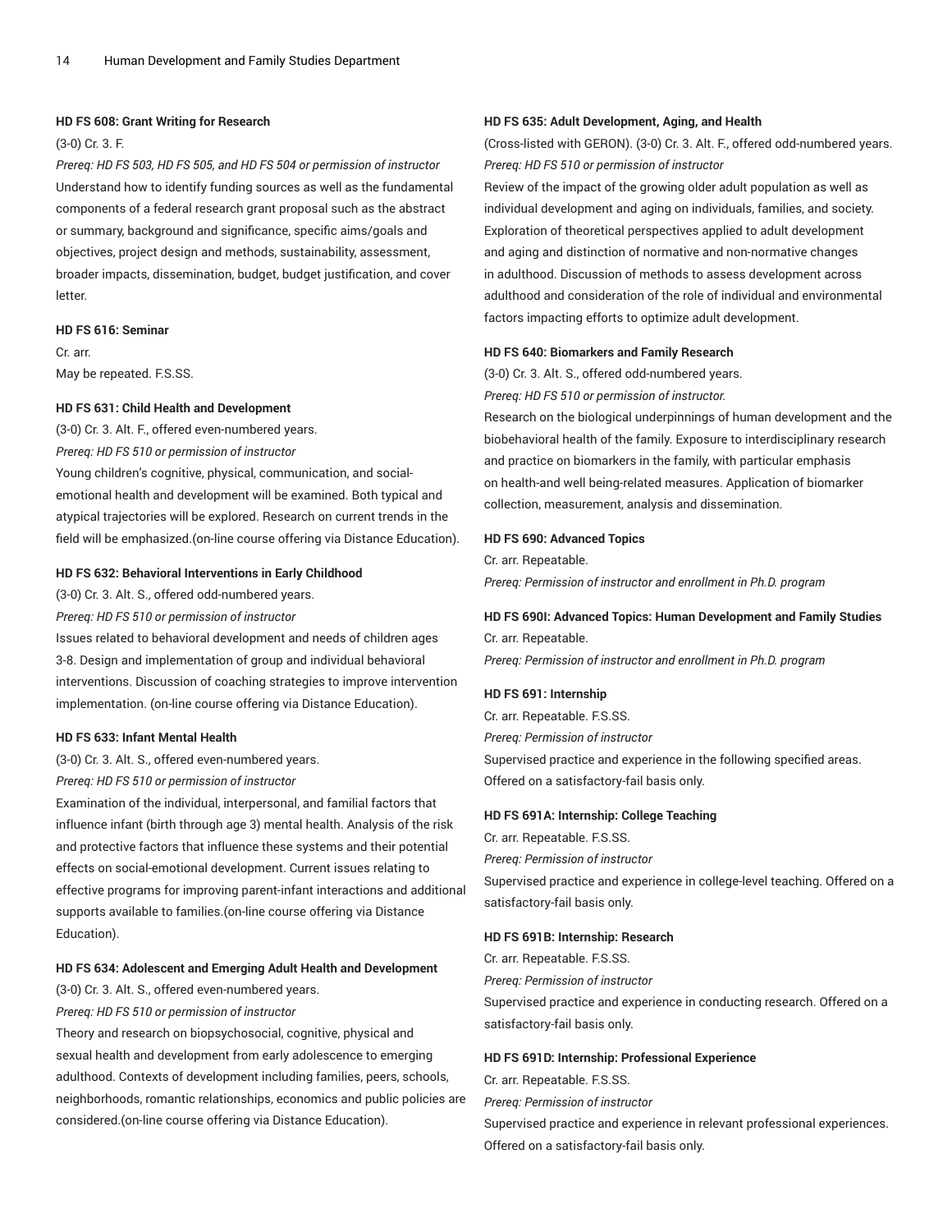#### HD FS 608: Grant Writing for Research

(3-0) Cr. 3. F.

*Prereq: HD FS 503, HD FS 505, and HD FS 504 or permission of instructor*

Understand how to identify funding sources as well as the fundamental components of a federal research grant proposal such as the abstract or summary, background and significance, specific aims/goals and objectives, project design and methods, sustainability, assessment, broader impacts, dissemination, budget, budget justification, and cover letter.

#### HD FS 616: Seminar

Cr. arr.

May be repeated. F.S.SS.

#### HD FS 631: Child Health and Development

(3-0) Cr. 3. Alt. F., offered even-numbered years.

*Prereq: HD FS 510 or permission of instructor*

Young children's cognitive, physical, communication, and social-emotional health and development will be examined. Both typical and atypical trajectories will be explored. Research on current trends in the field will be emphasized.(on-line course offering via Distance Education).

#### HD FS 632: Behavioral Interventions in Early Childhood

(3-0) Cr. 3. Alt. S., offered odd-numbered years.

*Prereq: HD FS 510 or permission of instructor*

Issues related to behavioral development and needs of children ages 3-8. Design and implementation of group and individual behavioral interventions. Discussion of coaching strategies to improve intervention implementation. (on-line course offering via Distance Education).

#### HD FS 633: Infant Mental Health

(3-0) Cr. 3. Alt. S., offered even-numbered years.

*Prereq: HD FS 510 or permission of instructor*

Examination of the individual, interpersonal, and familial factors that influence infant (birth through age 3) mental health. Analysis of the risk and protective factors that influence these systems and their potential effects on social-emotional development. Current issues relating to effective programs for improving parent-infant interactions and additional supports available to families.(on-line course offering via Distance Education).

#### HD FS 634: Adolescent and Emerging Adult Health and Development

(3-0) Cr. 3. Alt. S., offered even-numbered years.

*Prereq: HD FS 510 or permission of instructor*

Theory and research on biopsychosocial, cognitive, physical and sexual health and development from early adolescence to emerging adulthood. Contexts of development including families, peers, schools, neighborhoods, romantic relationships, economics and public policies are considered.(on-line course offering via Distance Education).

#### HD FS 635: Adult Development, Aging, and Health

(Cross-listed with GERON). (3-0) Cr. 3. Alt. F., offered odd-numbered years.

*Prereq: HD FS 510 or permission of instructor*

Review of the impact of the growing older adult population as well as individual development and aging on individuals, families, and society. Exploration of theoretical perspectives applied to adult development and aging and distinction of normative and non-normative changes in adulthood. Discussion of methods to assess development across adulthood and consideration of the role of individual and environmental factors impacting efforts to optimize adult development.

#### HD FS 640: Biomarkers and Family Research

(3-0) Cr. 3. Alt. S., offered odd-numbered years.

*Prereq: HD FS 510 or permission of instructor.*

Research on the biological underpinnings of human development and the biobehavioral health of the family. Exposure to interdisciplinary research and practice on biomarkers in the family, with particular emphasis on health-and well being-related measures. Application of biomarker collection, measurement, analysis and dissemination.

#### HD FS 690: Advanced Topics

Cr. arr. Repeatable.

*Prereq: Permission of instructor and enrollment in Ph.D. program*

#### HD FS 690I: Advanced Topics: Human Development and Family Studies

Cr. arr. Repeatable.

*Prereq: Permission of instructor and enrollment in Ph.D. program*

#### HD FS 691: Internship

Cr. arr. Repeatable. F.S.SS.

*Prereq: Permission of instructor*

Supervised practice and experience in the following specified areas. Offered on a satisfactory-fail basis only.

#### HD FS 691A: Internship: College Teaching

Cr. arr. Repeatable. F.S.SS.

*Prereq: Permission of instructor*

Supervised practice and experience in college-level teaching. Offered on a satisfactory-fail basis only.

#### HD FS 691B: Internship: Research

Cr. arr. Repeatable. F.S.SS.

*Prereq: Permission of instructor*

Supervised practice and experience in conducting research. Offered on a satisfactory-fail basis only.

#### HD FS 691D: Internship: Professional Experience

Cr. arr. Repeatable. F.S.SS.

*Prereq: Permission of instructor*

Supervised practice and experience in relevant professional experiences. Offered on a satisfactory-fail basis only.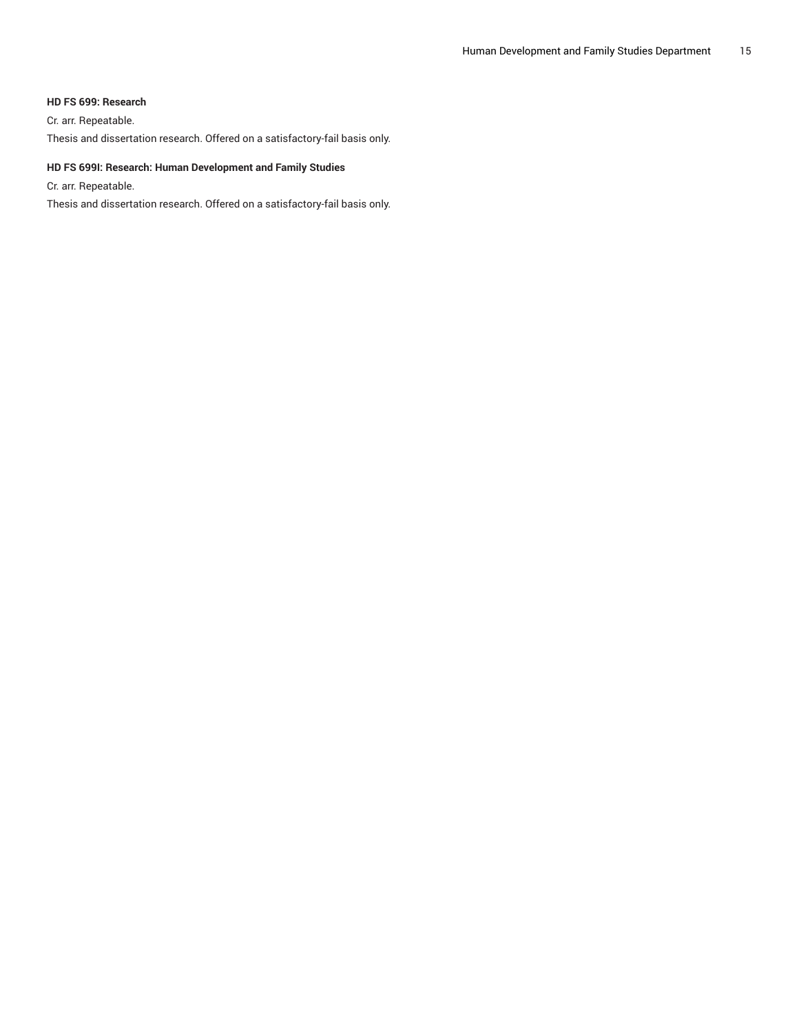**HD FS 699: Research**

Cr. arr. Repeatable.

Thesis and dissertation research. Offered on a satisfactory-fail basis only.

**HD FS 699I: Research: Human Development and Family Studies**

Cr. arr. Repeatable.

Thesis and dissertation research. Offered on a satisfactory-fail basis only.